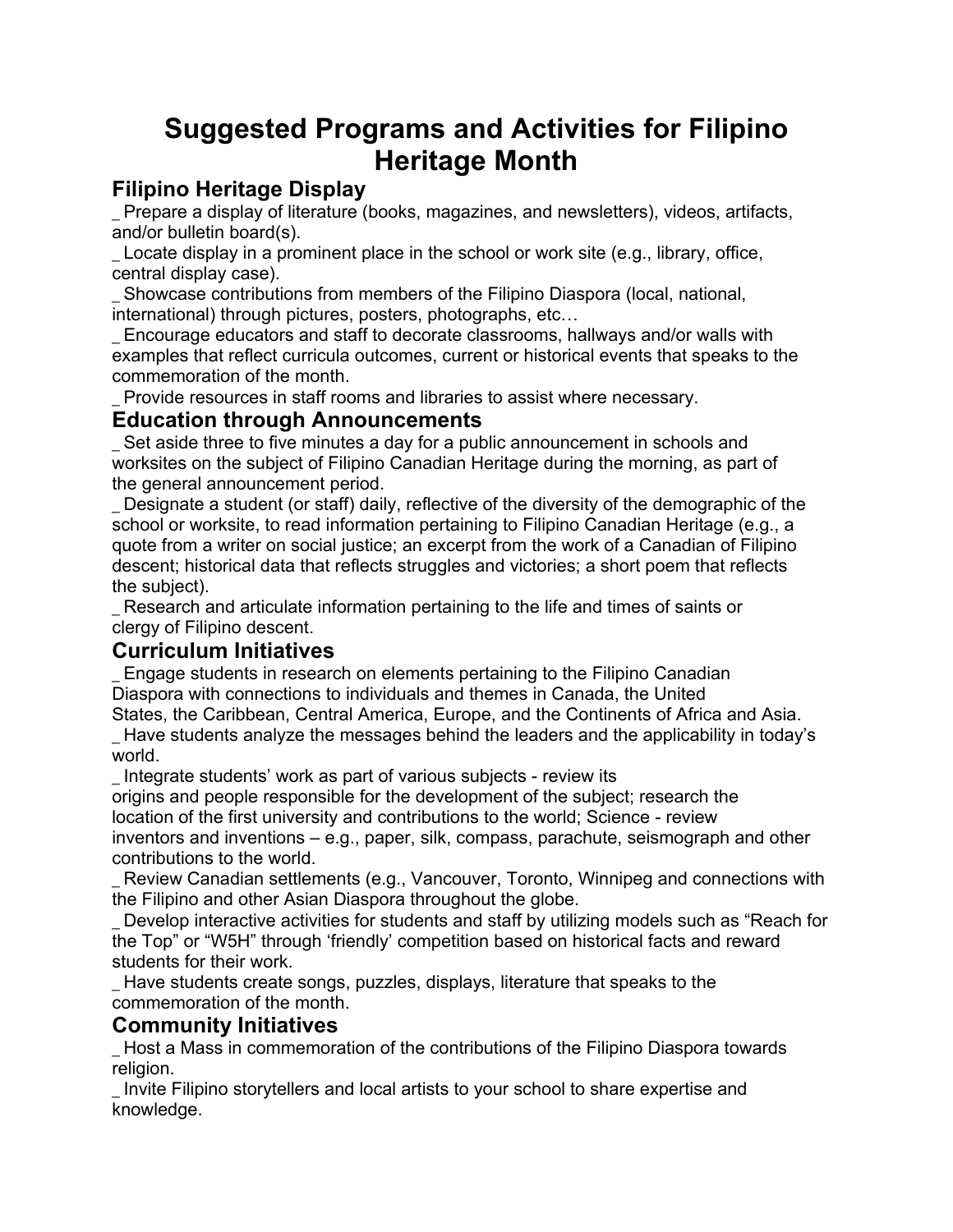# Suggested Programs and Activities for Filipino Heritage Month

## Filipino Heritage Display

_ Prepare a display of literature (books, magazines, and newsletters), videos, artifacts, and/or bulletin board(s).

_ Locate display in a prominent place in the school or work site (e.g., library, office, central display case).

_ Showcase contributions from members of the Filipino Diaspora (local, national, international) through pictures, posters, photographs, etc…

_ Encourage educators and staff to decorate classrooms, hallways and/or walls with examples that reflect curricula outcomes, current or historical events that speaks to the commemoration of the month.

_ Provide resources in staff rooms and libraries to assist where necessary.

## Education through Announcements

_ Set aside three to five minutes a day for a public announcement in schools and worksites on the subject of Filipino Canadian Heritage during the morning, as part of the general announcement period.

_ Designate a student (or staff) daily, reflective of the diversity of the demographic of the school or worksite, to read information pertaining to Filipino Canadian Heritage (e.g., a quote from a writer on social justice; an excerpt from the work of a Canadian of Filipino descent; historical data that reflects struggles and victories; a short poem that reflects the subject).

_ Research and articulate information pertaining to the life and times of saints or clergy of Filipino descent.

## Curriculum Initiatives

_ Engage students in research on elements pertaining to the Filipino Canadian Diaspora with connections to individuals and themes in Canada, the United States, the Caribbean, Central America, Europe, and the Continents of Africa and Asia.

_ Have students analyze the messages behind the leaders and the applicability in today's world.

_ Integrate students' work as part of various subjects - review its origins and people responsible for the development of the subject; research the location of the first university and contributions to the world; Science - review inventors and inventions – e.g., paper, silk, compass, parachute, seismograph and other contributions to the world.

_ Review Canadian settlements (e.g., Vancouver, Toronto, Winnipeg and connections with the Filipino and other Asian Diaspora throughout the globe.

_ Develop interactive activities for students and staff by utilizing models such as "Reach for the Top" or "W5H" through 'friendly' competition based on historical facts and reward students for their work.

_ Have students create songs, puzzles, displays, literature that speaks to the commemoration of the month.

## Community Initiatives

_ Host a Mass in commemoration of the contributions of the Filipino Diaspora towards religion.

_ Invite Filipino storytellers and local artists to your school to share expertise and knowledge.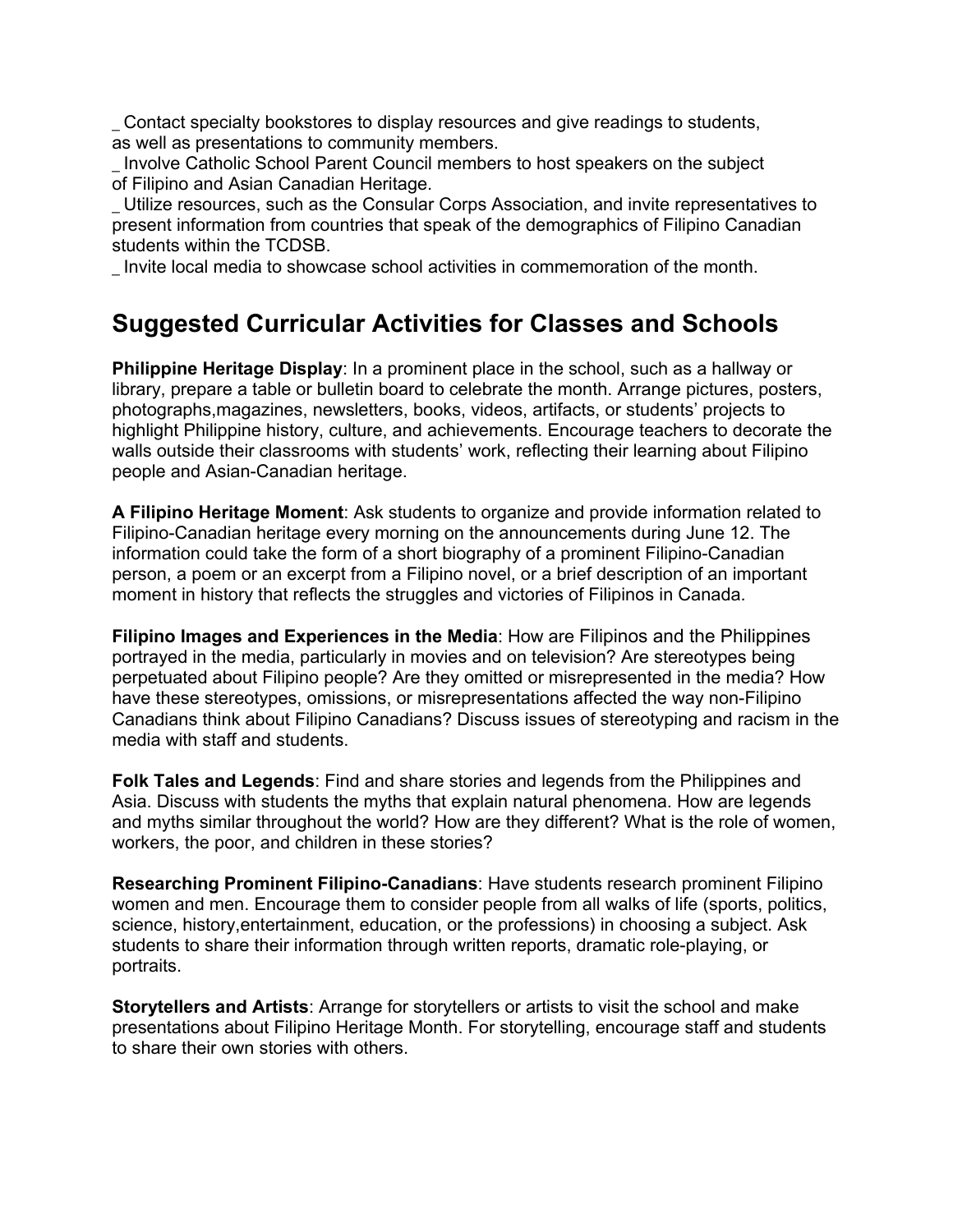_ Contact specialty bookstores to display resources and give readings to students, as well as presentations to community members.
_ Involve Catholic School Parent Council members to host speakers on the subject of Filipino and Asian Canadian Heritage.
_ Utilize resources, such as the Consular Corps Association, and invite representatives to present information from countries that speak of the demographics of Filipino Canadian students within the TCDSB.
_ Invite local media to showcase school activities in commemoration of the month.

## Suggested Curricular Activities for Classes and Schools

**Philippine Heritage Display**: In a prominent place in the school, such as a hallway or library, prepare a table or bulletin board to celebrate the month. Arrange pictures, posters, photographs,magazines, newsletters, books, videos, artifacts, or students' projects to highlight Philippine history, culture, and achievements. Encourage teachers to decorate the walls outside their classrooms with students' work, reflecting their learning about Filipino people and Asian-Canadian heritage.

**A Filipino Heritage Moment**: Ask students to organize and provide information related to Filipino-Canadian heritage every morning on the announcements during June 12. The information could take the form of a short biography of a prominent Filipino-Canadian person, a poem or an excerpt from a Filipino novel, or a brief description of an important moment in history that reflects the struggles and victories of Filipinos in Canada.

**Filipino Images and Experiences in the Media**: How are Filipinos and the Philippines portrayed in the media, particularly in movies and on television? Are stereotypes being perpetuated about Filipino people? Are they omitted or misrepresented in the media? How have these stereotypes, omissions, or misrepresentations affected the way non-Filipino Canadians think about Filipino Canadians? Discuss issues of stereotyping and racism in the media with staff and students.

**Folk Tales and Legends**: Find and share stories and legends from the Philippines and Asia. Discuss with students the myths that explain natural phenomena. How are legends and myths similar throughout the world? How are they different? What is the role of women, workers, the poor, and children in these stories?

**Researching Prominent Filipino-Canadians**: Have students research prominent Filipino women and men. Encourage them to consider people from all walks of life (sports, politics, science, history,entertainment, education, or the professions) in choosing a subject. Ask students to share their information through written reports, dramatic role-playing, or portraits.

**Storytellers and Artists**: Arrange for storytellers or artists to visit the school and make presentations about Filipino Heritage Month. For storytelling, encourage staff and students to share their own stories with others.